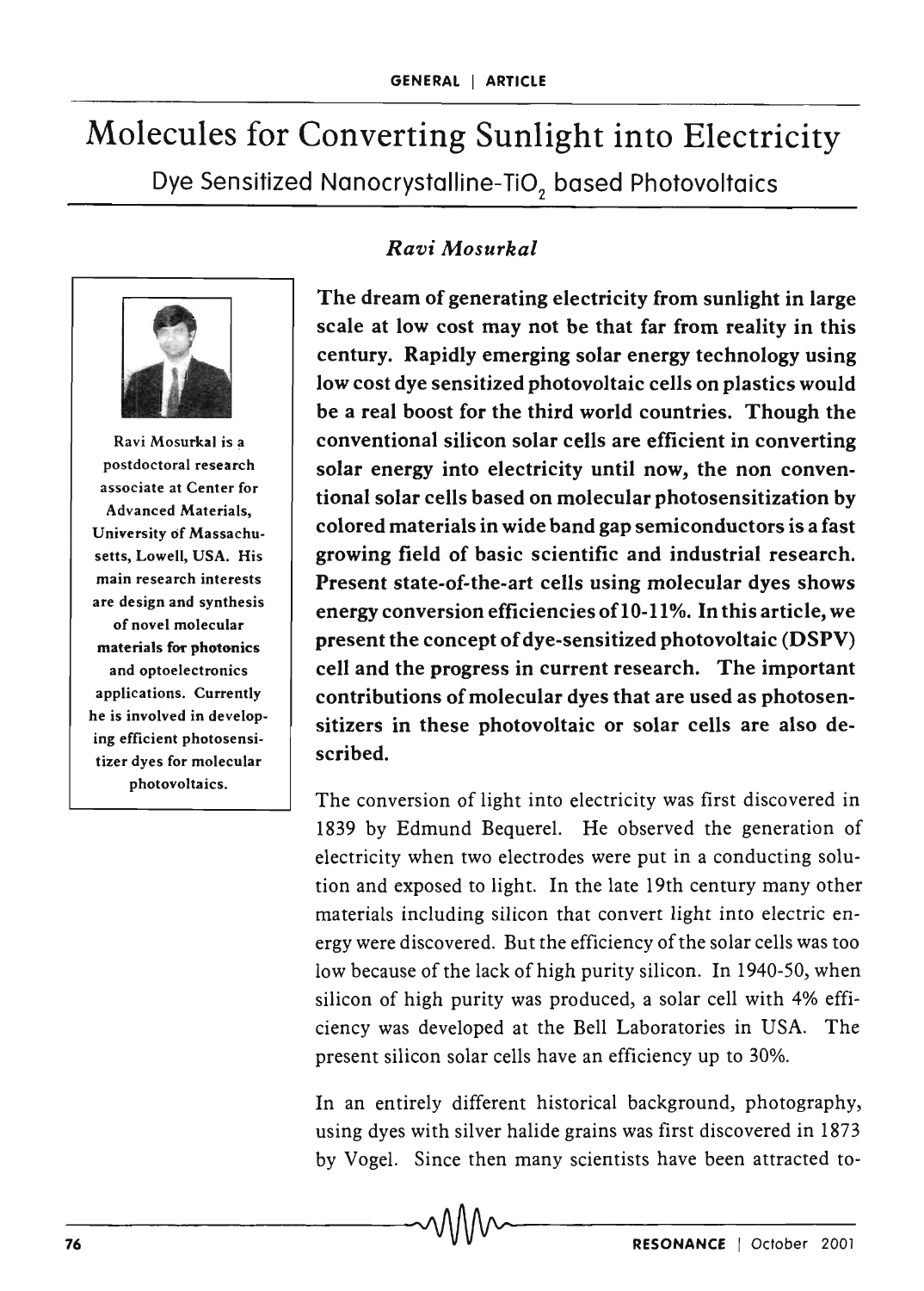# Molecules for Converting Sunlight into Electricity

## Dye Sensitized Nanocrystalline-$TiO_2$ based Photovoltaics

*Ravi Mosurkal*

Ravi Mosurkal is a postdoctoral research associate at Center for Advanced Materials, University of Massachusetts, Lowell, USA. His main research interests are design and synthesis of novel molecular materials for photonics and optoelectronics applications. Currently he is involved in developing efficient photosensitizer dyes for molecular photovoltaics.

**The dream of generating electricity from sunlight in large scale at low cost may not be that far from reality in this century. Rapidly emerging solar energy technology using low cost dye sensitized photovoltaic cells on plastics would be a real boost for the third world countries. Though the conventional silicon solar cells are efficient in converting solar energy into electricity until now, the non conventional solar cells based on molecular photosensitization by colored materials in wide band gap semiconductors is a fast growing field of basic scientific and industrial research. Present state-of-the-art cells using molecular dyes shows energy conversion efficiencies of 10-11%. In this article, we present the concept of dye-sensitized photovoltaic (DSPV) cell and the progress in current research. The important contributions of molecular dyes that are used as photosensitizers in these photovoltaic or solar cells are also described.**

The conversion of light into electricity was first discovered in 1839 by Edmund Bequerel. He observed the generation of electricity when two electrodes were put in a conducting solution and exposed to light. In the late 19th century many other materials including silicon that convert light into electric energy were discovered. But the efficiency of the solar cells was too low because of the lack of high purity silicon. In 1940-50, when silicon of high purity was produced, a solar cell with 4% efficiency was developed at the Bell Laboratories in USA. The present silicon solar cells have an efficiency up to 30%.

In an entirely different historical background, photography, using dyes with silver halide grains was first discovered in 1873 by Vogel. Since then many scientists have been attracted to-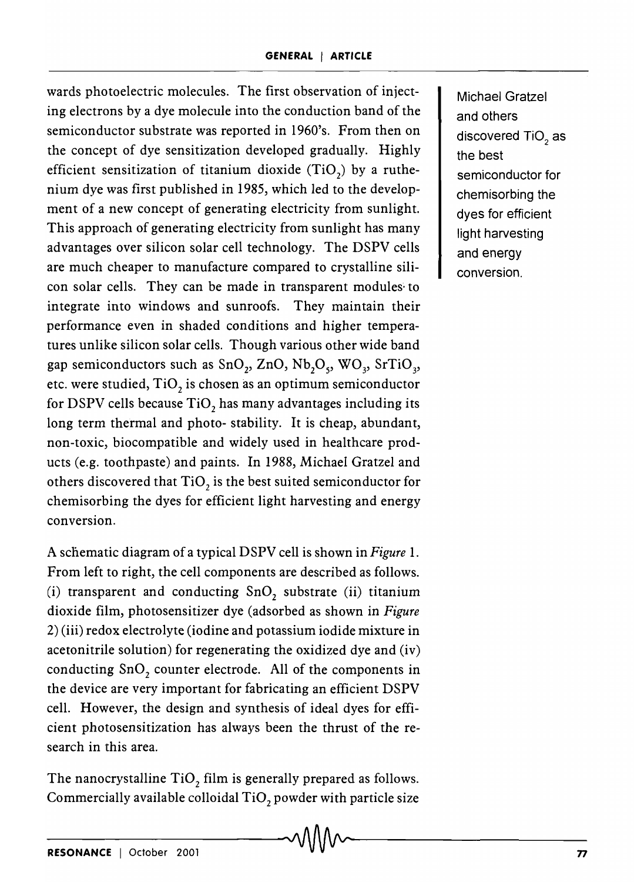wards photoelectric molecules. The first observation of injecting electrons by a dye molecule into the conduction band of the semiconductor substrate was reported in 1960's. From then on the concept of dye sensitization developed gradually. Highly efficient sensitization of titanium dioxide ($TiO_2$) by a ruthenium dye was first published in 1985, which led to the development of a new concept of generating electricity from sunlight. This approach of generating electricity from sunlight has many advantages over silicon solar cell technology. The DSPV cells are much cheaper to manufacture compared to crystalline silicon solar cells. They can be made in transparent modules to integrate into windows and sunroofs. They maintain their performance even in shaded conditions and higher temperatures unlike silicon solar cells. Though various other wide band gap semiconductors such as $SnO_2$, $ZnO$, $Nb_2O_5$, $WO_3$, $SrTiO_3$, etc. were studied, $TiO_2$ is chosen as an optimum semiconductor for DSPV cells because $TiO_2$ has many advantages including its long term thermal and photo- stability. It is cheap, abundant, non-toxic, biocompatible and widely used in healthcare products (e.g. toothpaste) and paints. In 1988, Michael Gratzel and others discovered that $TiO_2$ is the best suited semiconductor for chemisorbing the dyes for efficient light harvesting and energy conversion.

Michael Gratzel and others discovered $TiO_2$ as the best semiconductor for chemisorbing the dyes for efficient light harvesting and energy conversion.

A schematic diagram of a typical DSPV cell is shown in *Figure* 1. From left to right, the cell components are described as follows. (i) transparent and conducting $SnO_2$ substrate (ii) titanium dioxide film, photosensitizer dye (adsorbed as shown in *Figure* 2) (iii) redox electrolyte (iodine and potassium iodide mixture in acetonitrile solution) for regenerating the oxidized dye and (iv) conducting $SnO_2$ counter electrode. All of the components in the device are very important for fabricating an efficient DSPV cell. However, the design and synthesis of ideal dyes for efficient photosensitization has always been the thrust of the research in this area.

The nanocrystalline $TiO_2$ film is generally prepared as follows. Commercially available colloidal $TiO_2$ powder with particle size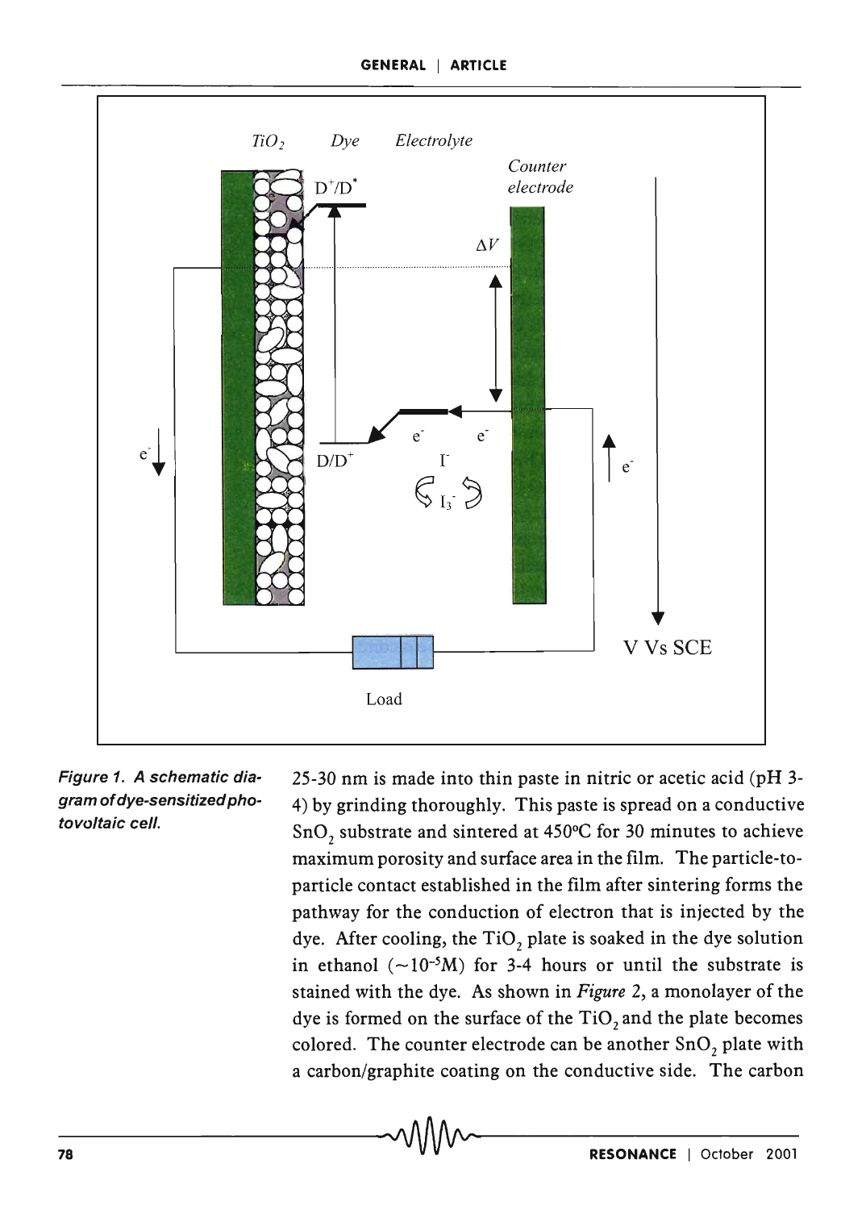TiO$_2$

Dye

Electrolyte

Counter electrode

$D^+/D^*$

$\Delta V$

$D/D^+$

$e^-$

$e^-$

$e^-$

$e^-$

$I^-$

$I_3^-$

V Vs SCE

Load

Figure 1. A schematic diagram of dye-sensitized photovoltaic cell.

25-30 nm is made into thin paste in nitric or acetic acid (pH 3-4) by grinding thoroughly. This paste is spread on a conductive $SnO_2$ substrate and sintered at 450°C for 30 minutes to achieve maximum porosity and surface area in the film. The particle-to-particle contact established in the film after sintering forms the pathway for the conduction of electron that is injected by the dye. After cooling, the $TiO_2$ plate is soaked in the dye solution in ethanol ($\sim 10^{-5}$M) for 3-4 hours or until the substrate is stained with the dye. As shown in *Figure 2*, a monolayer of the dye is formed on the surface of the $TiO_2$ and the plate becomes colored. The counter electrode can be another $SnO_2$ plate with a carbon/graphite coating on the conductive side. The carbon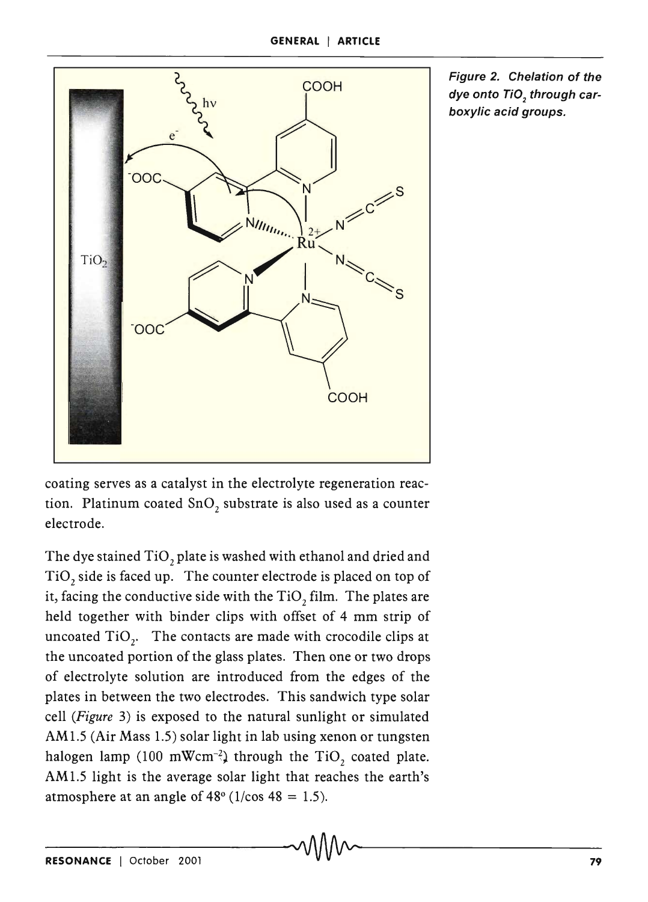Figure 2. Chelation of the dye onto $TiO_2$ through carboxylic acid groups.

coating serves as a catalyst in the electrolyte regeneration reaction. Platinum coated $SnO_2$ substrate is also used as a counter electrode.

The dye stained $TiO_2$ plate is washed with ethanol and dried and $TiO_2$ side is faced up. The counter electrode is placed on top of it, facing the conductive side with the $TiO_2$ film. The plates are held together with binder clips with offset of 4 mm strip of uncoated $TiO_2$. The contacts are made with crocodile clips at the uncoated portion of the glass plates. Then one or two drops of electrolyte solution are introduced from the edges of the plates in between the two electrodes. This sandwich type solar cell (*Figure* 3) is exposed to the natural sunlight or simulated AM1.5 (Air Mass 1.5) solar light in lab using xenon or tungsten halogen lamp (100 $mWcm^{-2}$) through the $TiO_2$ coated plate. AM1.5 light is the average solar light that reaches the earth's atmosphere at an angle of $48°$ ($1/\cos 48 = 1.5$).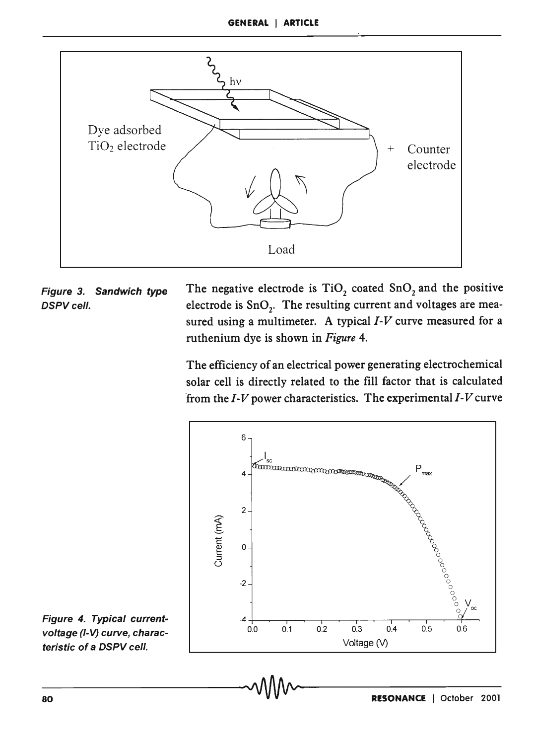Dye adsorbed $TiO_2$ electrode

hν

+ Counter electrode

Load

*Figure 3. Sandwich type DSPV cell.*

The negative electrode is $TiO_2$ coated $SnO_2$ and the positive electrode is $SnO_2$. The resulting current and voltages are measured using a multimeter. A typical *I-V* curve measured for a ruthenium dye is shown in *Figure* 4.

The efficiency of an electrical power generating electrochemical solar cell is directly related to the fill factor that is calculated from the *I-V* power characteristics. The experimental *I-V* curve

$I_{sc}$

$P_{max}$

$V_{oc}$

Current (mA)

6
4
2
0
-2
-4

0.0 0.1 0.2 0.3 0.4 0.5 0.6

Voltage (V)

*Figure 4. Typical current-voltage (I-V) curve, characteristic of a DSPV cell.*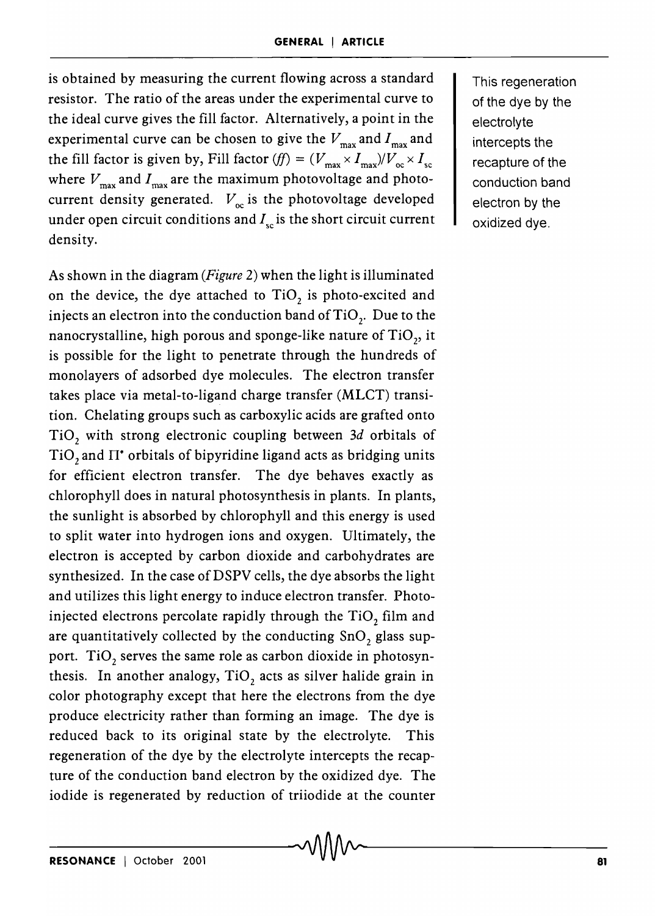is obtained by measuring the current flowing across a standard resistor. The ratio of the areas under the experimental curve to the ideal curve gives the fill factor. Alternatively, a point in the experimental curve can be chosen to give the $V_{max}$ and $I_{max}$ and the fill factor is given by, Fill factor (*ff*) = $(V_{max} \times I_{max})/V_{oc} \times I_{sc}$ where $V_{max}$ and $I_{max}$ are the maximum photovoltage and photocurrent density generated. $V_{oc}$ is the photovoltage developed under open circuit conditions and $I_{sc}$ is the short circuit current density.

As shown in the diagram (*Figure* 2) when the light is illuminated on the device, the dye attached to $TiO_2$ is photo-excited and injects an electron into the conduction band of $TiO_2$. Due to the nanocrystalline, high porous and sponge-like nature of $TiO_2$, it is possible for the light to penetrate through the hundreds of monolayers of adsorbed dye molecules. The electron transfer takes place via metal-to-ligand charge transfer (MLCT) transition. Chelating groups such as carboxylic acids are grafted onto $TiO_2$ with strong electronic coupling between *3d* orbitals of $TiO_2$ and $\Pi^*$ orbitals of bipyridine ligand acts as bridging units for efficient electron transfer. The dye behaves exactly as chlorophyll does in natural photosynthesis in plants. In plants, the sunlight is absorbed by chlorophyll and this energy is used to split water into hydrogen ions and oxygen. Ultimately, the electron is accepted by carbon dioxide and carbohydrates are synthesized. In the case of DSPV cells, the dye absorbs the light and utilizes this light energy to induce electron transfer. Photo-injected electrons percolate rapidly through the $TiO_2$ film and are quantitatively collected by the conducting $SnO_2$ glass support. $TiO_2$ serves the same role as carbon dioxide in photosynthesis. In another analogy, $TiO_2$ acts as silver halide grain in color photography except that here the electrons from the dye produce electricity rather than forming an image. The dye is reduced back to its original state by the electrolyte. This regeneration of the dye by the electrolyte intercepts the recapture of the conduction band electron by the oxidized dye. The iodide is regenerated by reduction of triiodide at the counter

This regeneration of the dye by the electrolyte intercepts the recapture of the conduction band electron by the oxidized dye.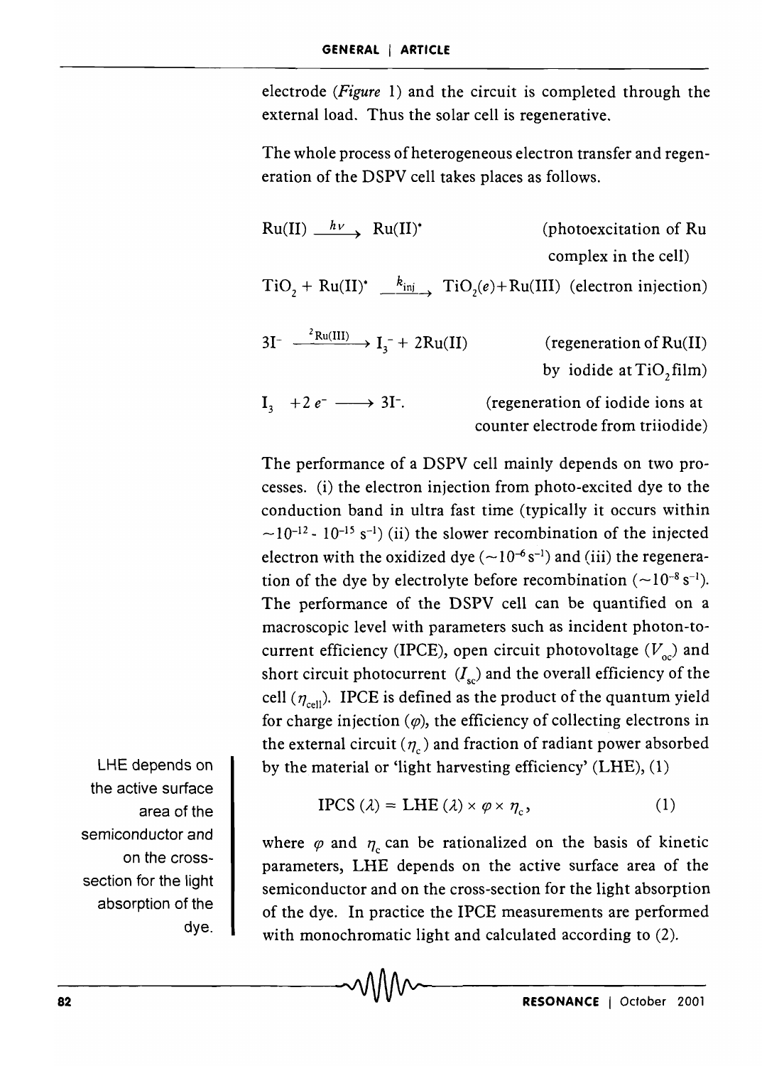electrode (*Figure* 1) and the circuit is completed through the external load. Thus the solar cell is regenerative.

The whole process of heterogeneous electron transfer and regeneration of the DSPV cell takes places as follows.

$$Ru(II) \xrightarrow{h\nu} Ru(II)^* \quad \text{(photoexcitation of Ru complex in the cell)}$$

$$TiO_2 + Ru(II)^* \xrightarrow{k_{inj}} TiO_2(e) + Ru(III) \quad \text{(electron injection)}$$

$$3I^- \xrightarrow{2Ru(III)} I_3^- + 2Ru(II) \quad \text{(regeneration of Ru(II) by iodide at } TiO_2 \text{ film)}$$

$$I_3 + 2e^- \longrightarrow 3I^-. \quad \text{(regeneration of iodide ions at counter electrode from triiodide)}$$

The performance of a DSPV cell mainly depends on two processes. (i) the electron injection from photo-excited dye to the conduction band in ultra fast time (typically it occurs within $\sim 10^{-12}$ - $10^{-15}$ $s^{-1}$) (ii) the slower recombination of the injected electron with the oxidized dye ($\sim 10^{-6}$ $s^{-1}$) and (iii) the regeneration of the dye by electrolyte before recombination ($\sim 10^{-8}$ $s^{-1}$). The performance of the DSPV cell can be quantified on a macroscopic level with parameters such as incident photon-to-current efficiency (IPCE), open circuit photovoltage ($V_{oc}$) and short circuit photocurrent ($I_{sc}$) and the overall efficiency of the cell ($\eta_{cell}$). IPCE is defined as the product of the quantum yield for charge injection ($\varphi$), the efficiency of collecting electrons in the external circuit ($\eta_c$) and fraction of radiant power absorbed by the material or 'light harvesting efficiency' (LHE), (1)

LHE depends on the active surface area of the semiconductor and on the cross-section for the light absorption of the dye.

$$\text{IPCS}(\lambda) = \text{LHE}(\lambda) \times \varphi \times \eta_c, \quad (1)$$

where $\varphi$ and $\eta_c$ can be rationalized on the basis of kinetic parameters, LHE depends on the active surface area of the semiconductor and on the cross-section for the light absorption of the dye. In practice the IPCE measurements are performed with monochromatic light and calculated according to (2).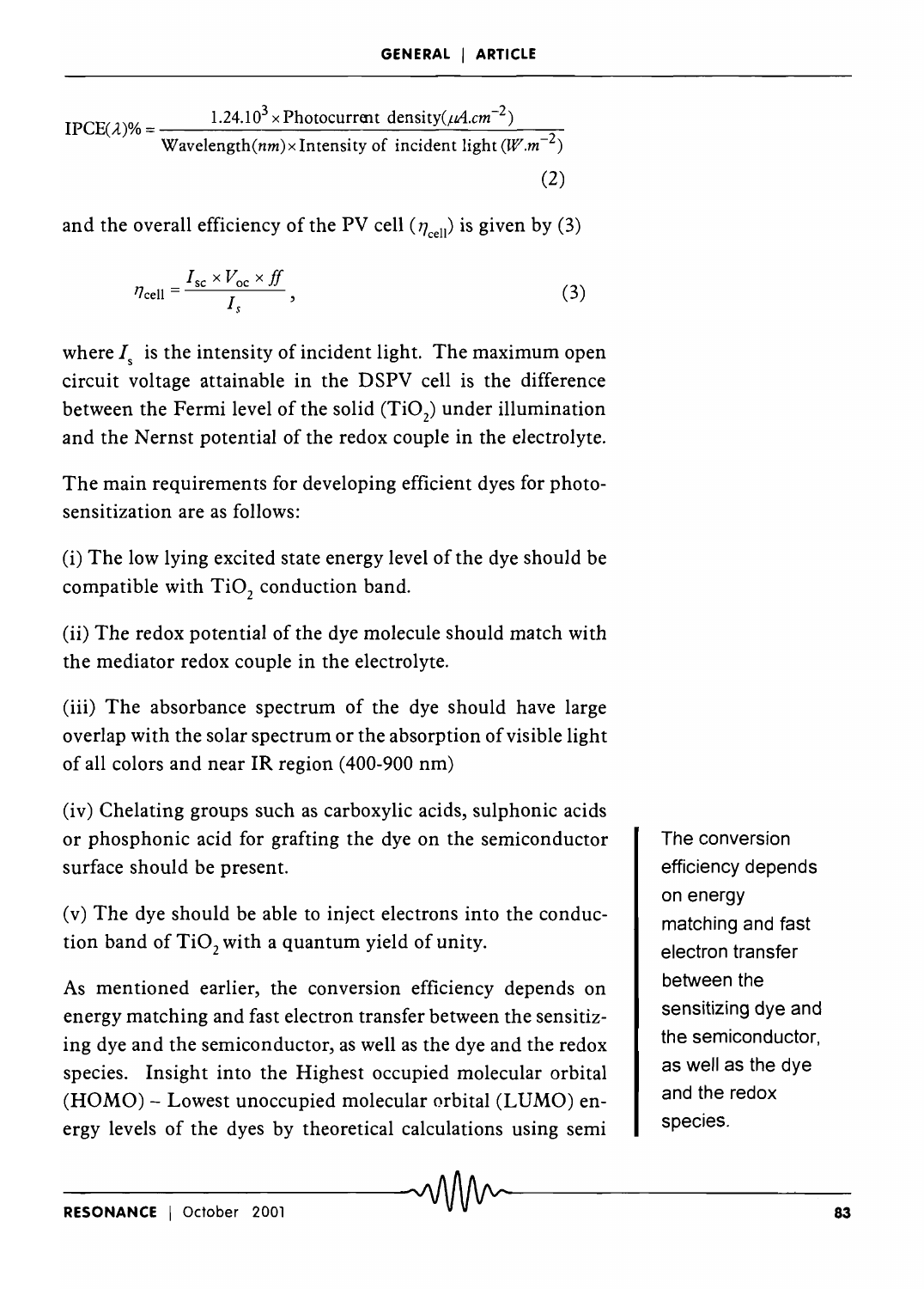$$\text{IPCE}(\lambda)\% = \frac{1.24.10^3 \times \text{Photocurrent density}(\mu A.cm^{-2})}{\text{Wavelength}(nm) \times \text{Intensity of incident light}(W.m^{-2})} \tag{2}$$

and the overall efficiency of the PV cell ($\eta_{\text{cell}}$) is given by (3)

$$\eta_{\text{cell}} = \frac{I_{sc} \times V_{oc} \times ff}{I_s}, \tag{3}$$

where $I_s$ is the intensity of incident light. The maximum open circuit voltage attainable in the DSPV cell is the difference between the Fermi level of the solid ($TiO_2$) under illumination and the Nernst potential of the redox couple in the electrolyte.

The main requirements for developing efficient dyes for photosensitization are as follows:

(i) The low lying excited state energy level of the dye should be compatible with $TiO_2$ conduction band.

(ii) The redox potential of the dye molecule should match with the mediator redox couple in the electrolyte.

(iii) The absorbance spectrum of the dye should have large overlap with the solar spectrum or the absorption of visible light of all colors and near IR region (400-900 nm)

(iv) Chelating groups such as carboxylic acids, sulphonic acids or phosphonic acid for grafting the dye on the semiconductor surface should be present.

(v) The dye should be able to inject electrons into the conduction band of $TiO_2$ with a quantum yield of unity.

As mentioned earlier, the conversion efficiency depends on energy matching and fast electron transfer between the sensitizing dye and the semiconductor, as well as the dye and the redox species. Insight into the Highest occupied molecular orbital (HOMO) – Lowest unoccupied molecular orbital (LUMO) energy levels of the dyes by theoretical calculations using semi

The conversion efficiency depends on energy matching and fast electron transfer between the sensitizing dye and the semiconductor, as well as the dye and the redox species.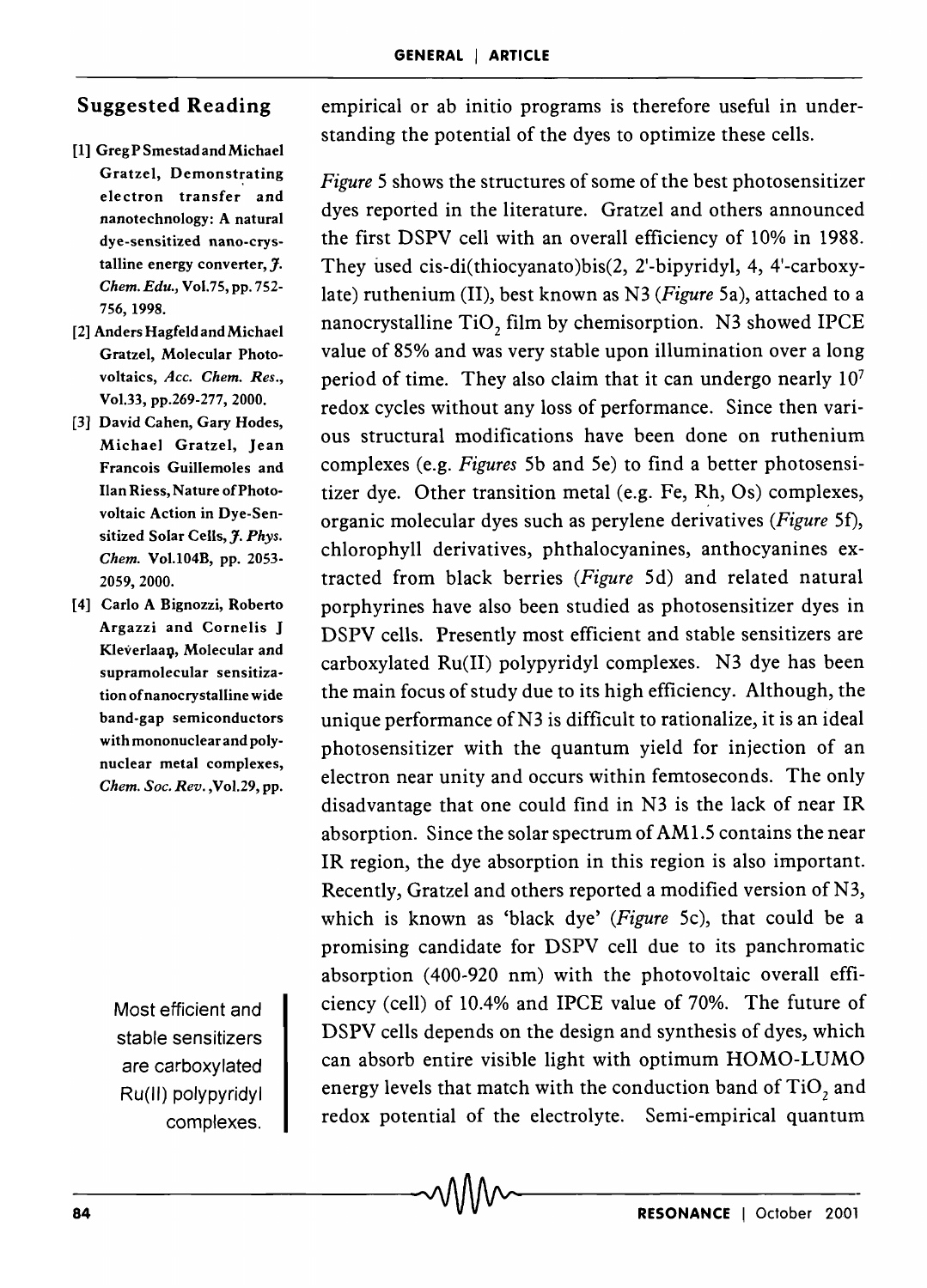empirical or ab initio programs is therefore useful in understanding the potential of the dyes to optimize these cells.

*Figure* 5 shows the structures of some of the best photosensitizer dyes reported in the literature. Gratzel and others announced the first DSPV cell with an overall efficiency of 10% in 1988. They used cis-di(thiocyanato)bis(2, 2'-bipyridyl, 4, 4'-carboxylate) ruthenium (II), best known as N3 (*Figure* 5a), attached to a nanocrystalline $TiO_2$ film by chemisorption. N3 showed IPCE value of 85% and was very stable upon illumination over a long period of time. They also claim that it can undergo nearly $10^7$ redox cycles without any loss of performance. Since then various structural modifications have been done on ruthenium complexes (e.g. *Figures* 5b and 5e) to find a better photosensitizer dye. Other transition metal (e.g. Fe, Rh, Os) complexes, organic molecular dyes such as perylene derivatives (*Figure* 5f), chlorophyll derivatives, phthalocyanines, anthocyanines extracted from black berries (*Figure* 5d) and related natural porphyrines have also been studied as photosensitizer dyes in DSPV cells. Presently most efficient and stable sensitizers are carboxylated Ru(II) polypyridyl complexes. N3 dye has been the main focus of study due to its high efficiency. Although, the unique performance of N3 is difficult to rationalize, it is an ideal photosensitizer with the quantum yield for injection of an electron near unity and occurs within femtoseconds. The only disadvantage that one could find in N3 is the lack of near IR absorption. Since the solar spectrum of AM1.5 contains the near IR region, the dye absorption in this region is also important. Recently, Gratzel and others reported a modified version of N3, which is known as 'black dye' (*Figure* 5c), that could be a promising candidate for DSPV cell due to its panchromatic absorption (400-920 nm) with the photovoltaic overall efficiency (cell) of 10.4% and IPCE value of 70%. The future of DSPV cells depends on the design and synthesis of dyes, which can absorb entire visible light with optimum HOMO-LUMO energy levels that match with the conduction band of $TiO_2$ and redox potential of the electrolyte. Semi-empirical quantum

> Most efficient and stable sensitizers are carboxylated Ru(II) polypyridyl complexes.

## Suggested Reading

[1] Greg P Smestad and Michael Gratzel, Demonstrating electron transfer and nanotechnology: A natural dye-sensitized nano-crystalline energy converter, *J. Chem. Edu.*, Vol.75, pp. 752-756, 1998.

[2] Anders Hagfeld and Michael Gratzel, Molecular Photovoltaics, *Acc. Chem. Res.*, Vol.33, pp.269-277, 2000.

[3] David Cahen, Gary Hodes, Michael Gratzel, Jean Francois Guillemoles and Ilan Riess, Nature of Photovoltaic Action in Dye-Sensitized Solar Cells, *J. Phys. Chem.* Vol.104B, pp. 2053-2059, 2000.

[4] Carlo A Bignozzi, Roberto Argazzi and Cornelis J Kleverlaan, Molecular and supramolecular sensitization of nanocrystalline wide band-gap semiconductors with mononuclear and polynuclear metal complexes, *Chem. Soc. Rev.*, Vol.29, pp.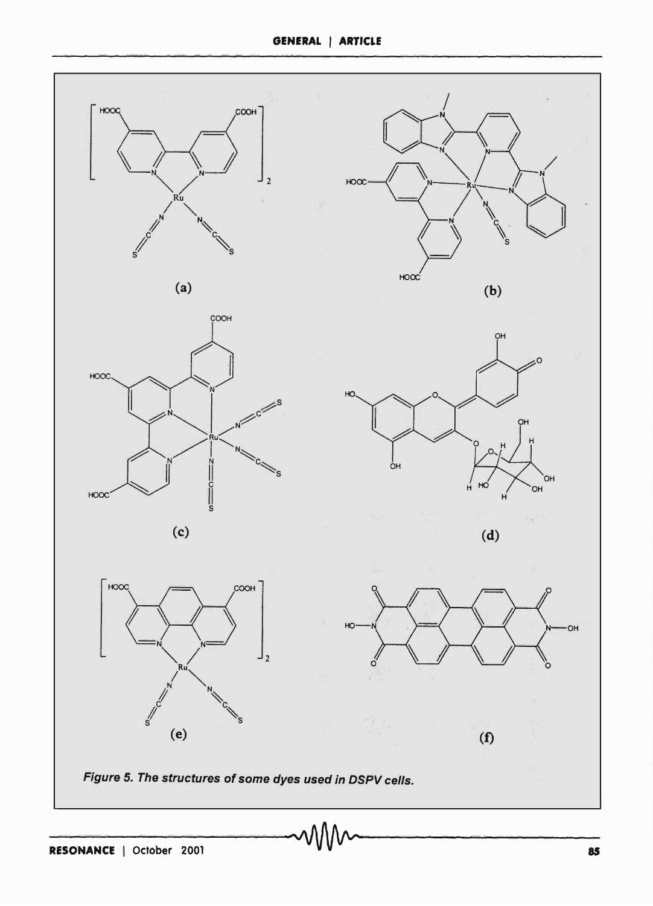(a)

(b)

(c)

(d)

(e)

(f)

*Figure 5. The structures of some dyes used in DSPV cells.*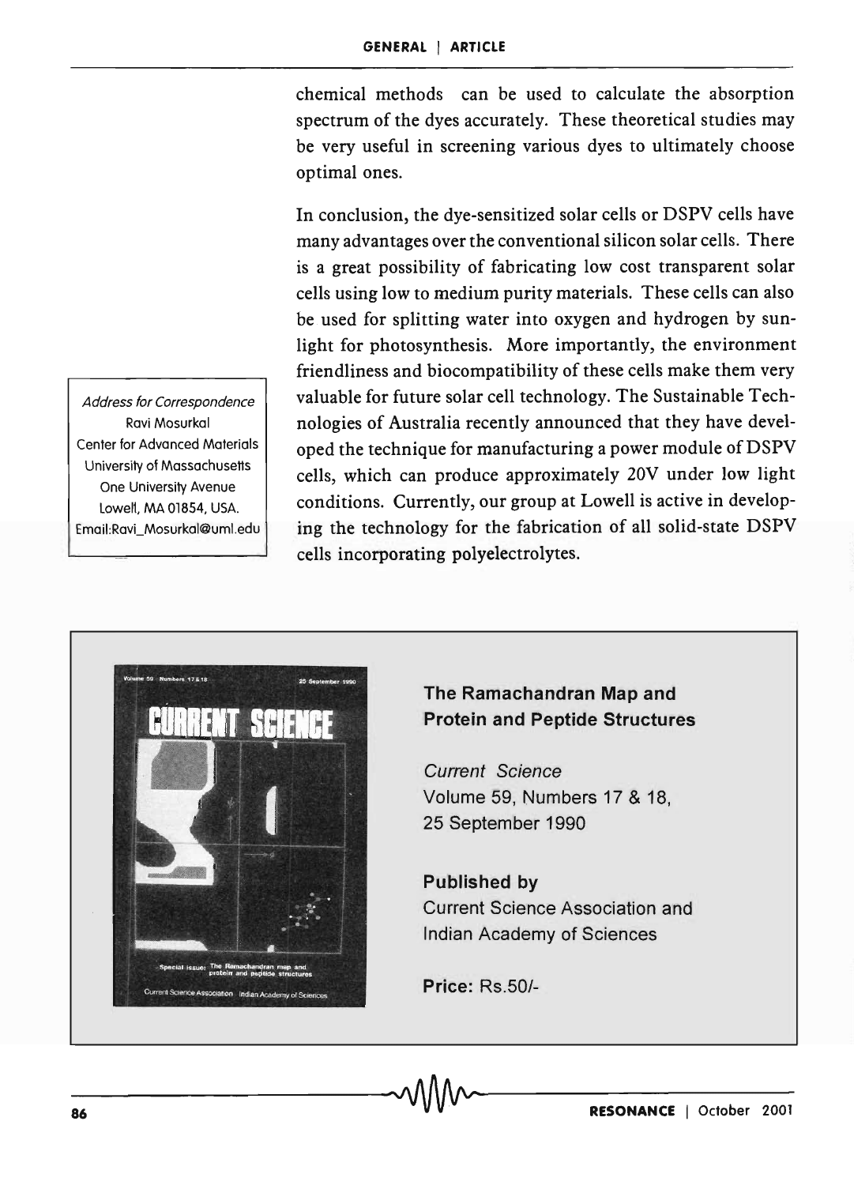chemical methods can be used to calculate the absorption spectrum of the dyes accurately. These theoretical studies may be very useful in screening various dyes to ultimately choose optimal ones.

In conclusion, the dye-sensitized solar cells or DSPV cells have many advantages over the conventional silicon solar cells. There is a great possibility of fabricating low cost transparent solar cells using low to medium purity materials. These cells can also be used for splitting water into oxygen and hydrogen by sunlight for photosynthesis. More importantly, the environment friendliness and biocompatibility of these cells make them very valuable for future solar cell technology. The Sustainable Technologies of Australia recently announced that they have developed the technique for manufacturing a power module of DSPV cells, which can produce approximately 20V under low light conditions. Currently, our group at Lowell is active in developing the technology for the fabrication of all solid-state DSPV cells incorporating polyelectrolytes.

*Address for Correspondence*
Ravi Mosurkal
Center for Advanced Materials
University of Massachusetts
One University Avenue
Lowell, MA 01854, USA.
Email:Ravi_Mosurkal@uml.edu

**The Ramachandran Map and Protein and Peptide Structures**

*Current Science*
Volume 59, Numbers 17 & 18,
25 September 1990

**Published by**
Current Science Association and
Indian Academy of Sciences

**Price:** Rs.50/-